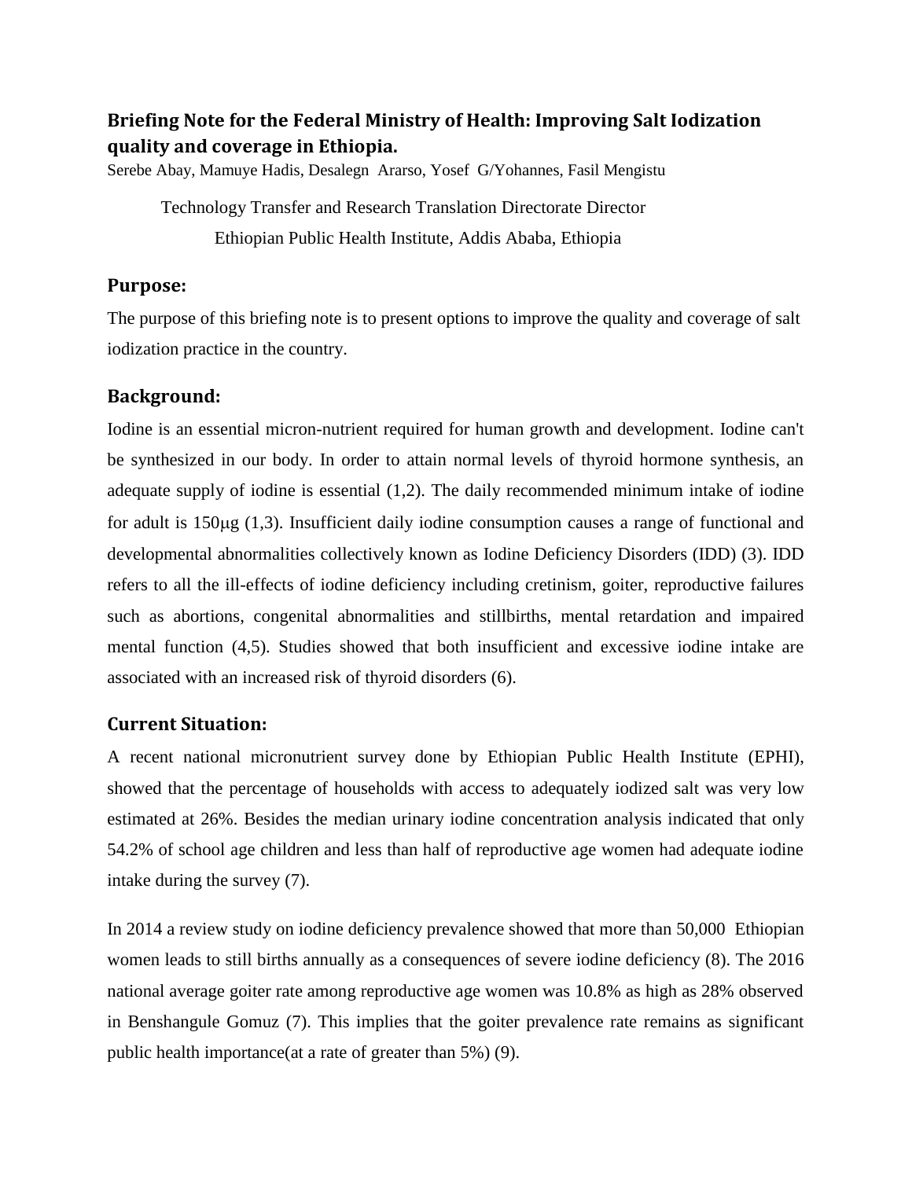# Briefing Note for the Federal Ministry of Health: Improving Salt Iodization quality and coverage in Ethiopia.

Serebe Abay, Mamuye Hadis, Desalegn Ararso, Yosef G/Yohannes, Fasil Mengistu

Technology Transfer and Research Translation Directorate Director

Ethiopian Public Health Institute, Addis Ababa, Ethiopia

## Purpose:

The purpose of this briefing note is to present options to improve the quality and coverage of salt iodization practice in the country.

## Background:

Iodine is an essential micron-nutrient required for human growth and development. Iodine can't be synthesized in our body. In order to attain normal levels of thyroid hormone synthesis, an adequate supply of iodine is essential (1,2). The daily recommended minimum intake of iodine for adult is 150μg (1,3). Insufficient daily iodine consumption causes a range of functional and developmental abnormalities collectively known as Iodine Deficiency Disorders (IDD) (3). IDD refers to all the ill-effects of iodine deficiency including cretinism, goiter, reproductive failures such as abortions, congenital abnormalities and stillbirths, mental retardation and impaired mental function (4,5). Studies showed that both insufficient and excessive iodine intake are associated with an increased risk of thyroid disorders (6).

## Current Situation:

A recent national micronutrient survey done by Ethiopian Public Health Institute (EPHI), showed that the percentage of households with access to adequately iodized salt was very low estimated at 26%. Besides the median urinary iodine concentration analysis indicated that only 54.2% of school age children and less than half of reproductive age women had adequate iodine intake during the survey (7).

In 2014 a review study on iodine deficiency prevalence showed that more than 50,000 Ethiopian women leads to still births annually as a consequences of severe iodine deficiency (8). The 2016 national average goiter rate among reproductive age women was 10.8% as high as 28% observed in Benshangule Gomuz (7). This implies that the goiter prevalence rate remains as significant public health importance(at a rate of greater than 5%) (9).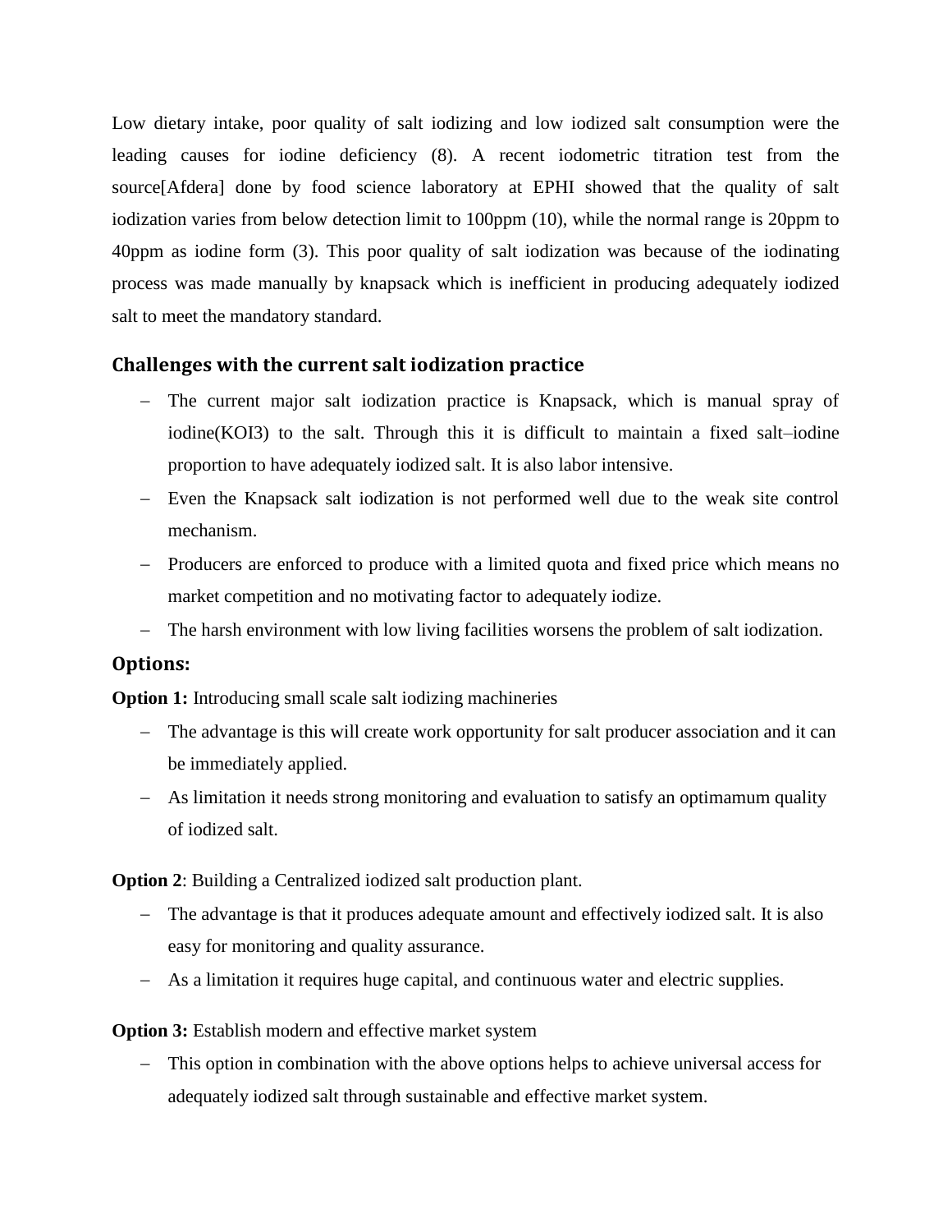Low dietary intake, poor quality of salt iodizing and low iodized salt consumption were the leading causes for iodine deficiency (8). A recent iodometric titration test from the source[Afdera] done by food science laboratory at EPHI showed that the quality of salt iodization varies from below detection limit to 100ppm (10), while the normal range is 20ppm to 40ppm as iodine form (3). This poor quality of salt iodization was because of the iodinating process was made manually by knapsack which is inefficient in producing adequately iodized salt to meet the mandatory standard.

## Challenges with the current salt iodization practice

- The current major salt iodization practice is Knapsack, which is manual spray of iodine($KOI_3$) to the salt. Through this it is difficult to maintain a fixed salt–iodine proportion to have adequately iodized salt. It is also labor intensive.
- Even the Knapsack salt iodization is not performed well due to the weak site control mechanism.
- Producers are enforced to produce with a limited quota and fixed price which means no market competition and no motivating factor to adequately iodize.
- The harsh environment with low living facilities worsens the problem of salt iodization.

## Options:

**Option 1:** Introducing small scale salt iodizing machineries

- The advantage is this will create work opportunity for salt producer association and it can be immediately applied.
- As limitation it needs strong monitoring and evaluation to satisfy an optimamum quality of iodized salt.

**Option 2**: Building a Centralized iodized salt production plant.

- The advantage is that it produces adequate amount and effectively iodized salt. It is also easy for monitoring and quality assurance.
- As a limitation it requires huge capital, and continuous water and electric supplies.

**Option 3:** Establish modern and effective market system

- This option in combination with the above options helps to achieve universal access for adequately iodized salt through sustainable and effective market system.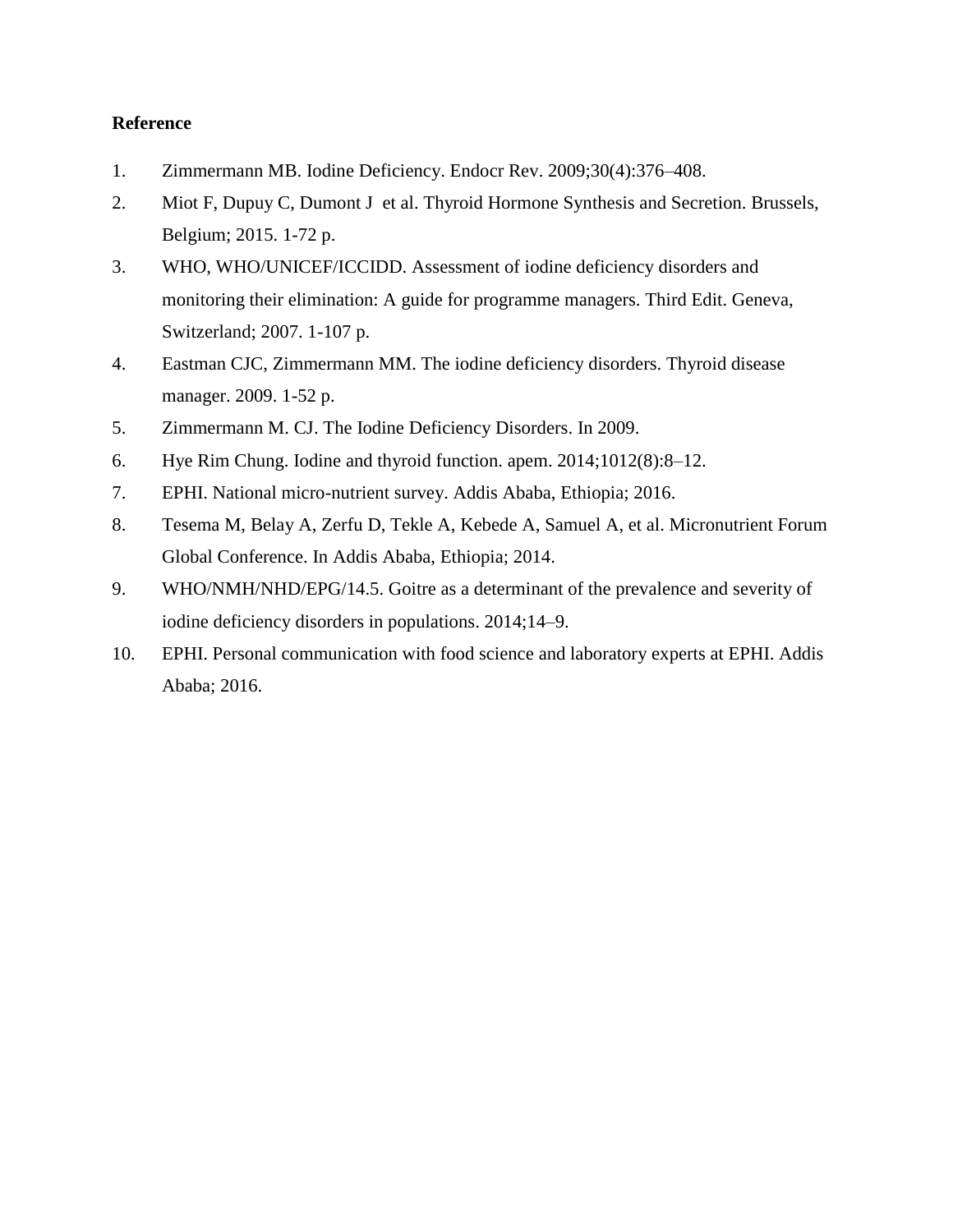**Reference**

1. Zimmermann MB. Iodine Deficiency. Endocr Rev. 2009;30(4):376–408.
2. Miot F, Dupuy C, Dumont J et al. Thyroid Hormone Synthesis and Secretion. Brussels, Belgium; 2015. 1-72 p.
3. WHO, WHO/UNICEF/ICCIDD. Assessment of iodine deficiency disorders and monitoring their elimination: A guide for programme managers. Third Edit. Geneva, Switzerland; 2007. 1-107 p.
4. Eastman CJC, Zimmermann MM. The iodine deficiency disorders. Thyroid disease manager. 2009. 1-52 p.
5. Zimmermann M. CJ. The Iodine Deficiency Disorders. In 2009.
6. Hye Rim Chung. Iodine and thyroid function. apem. 2014;1012(8):8–12.
7. EPHI. National micro-nutrient survey. Addis Ababa, Ethiopia; 2016.
8. Tesema M, Belay A, Zerfu D, Tekle A, Kebede A, Samuel A, et al. Micronutrient Forum Global Conference. In Addis Ababa, Ethiopia; 2014.
9. WHO/NMH/NHD/EPG/14.5. Goitre as a determinant of the prevalence and severity of iodine deficiency disorders in populations. 2014;14–9.
10. EPHI. Personal communication with food science and laboratory experts at EPHI. Addis Ababa; 2016.